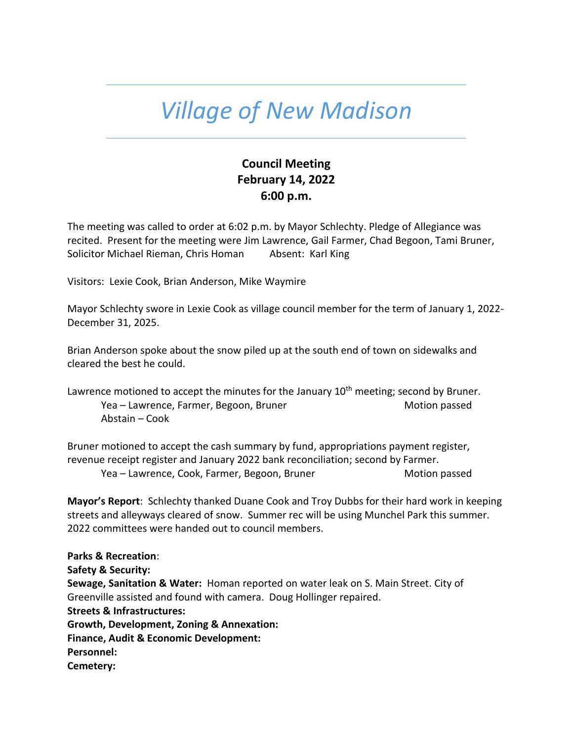# *Village of New Madison*

## Council Meeting
## February 14, 2022
## 6:00 p.m.

The meeting was called to order at 6:02 p.m. by Mayor Schlechty. Pledge of Allegiance was recited. Present for the meeting were Jim Lawrence, Gail Farmer, Chad Begoon, Tami Bruner, Solicitor Michael Rieman, Chris Homan Absent: Karl King

Visitors: Lexie Cook, Brian Anderson, Mike Waymire

Mayor Schlechty swore in Lexie Cook as village council member for the term of January 1, 2022-December 31, 2025.

Brian Anderson spoke about the snow piled up at the south end of town on sidewalks and cleared the best he could.

Lawrence motioned to accept the minutes for the January 10th meeting; second by Bruner.
Yea – Lawrence, Farmer, Begoon, Bruner Motion passed
Abstain – Cook

Bruner motioned to accept the cash summary by fund, appropriations payment register, revenue receipt register and January 2022 bank reconciliation; second by Farmer.
Yea – Lawrence, Cook, Farmer, Begoon, Bruner Motion passed

**Mayor's Report**: Schlechty thanked Duane Cook and Troy Dubbs for their hard work in keeping streets and alleyways cleared of snow. Summer rec will be using Munchel Park this summer. 2022 committees were handed out to council members.

**Parks & Recreation**:
**Safety & Security:**
**Sewage, Sanitation & Water:** Homan reported on water leak on S. Main Street. City of Greenville assisted and found with camera. Doug Hollinger repaired.
**Streets & Infrastructures:**
**Growth, Development, Zoning & Annexation:**
**Finance, Audit & Economic Development:**
**Personnel:**
**Cemetery:**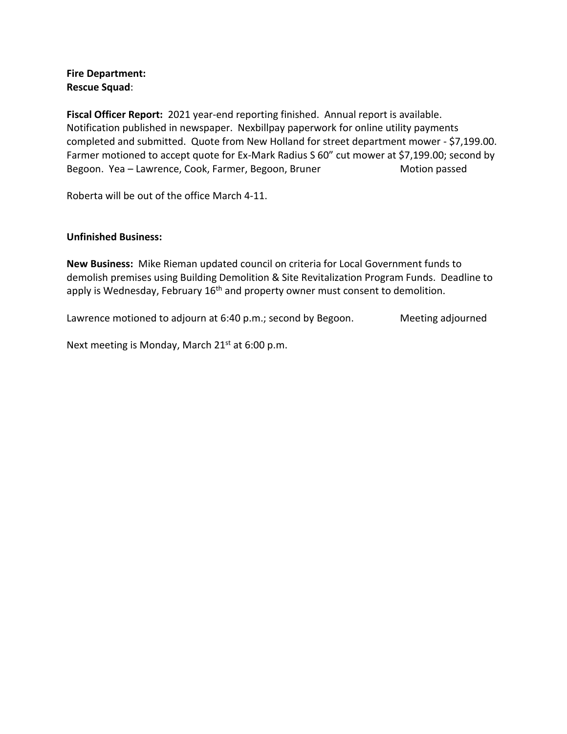**Fire Department:**
**Rescue Squad**:

**Fiscal Officer Report:** 2021 year-end reporting finished. Annual report is available. Notification published in newspaper. Nexbillpay paperwork for online utility payments completed and submitted. Quote from New Holland for street department mower - $7,199.00. Farmer motioned to accept quote for Ex-Mark Radius S 60" cut mower at $7,199.00; second by Begoon. Yea – Lawrence, Cook, Farmer, Begoon, Bruner Motion passed

Roberta will be out of the office March 4-11.

**Unfinished Business:**

**New Business:** Mike Rieman updated council on criteria for Local Government funds to demolish premises using Building Demolition & Site Revitalization Program Funds. Deadline to apply is Wednesday, February 16th and property owner must consent to demolition.

Lawrence motioned to adjourn at 6:40 p.m.; second by Begoon. Meeting adjourned

Next meeting is Monday, March 21st at 6:00 p.m.